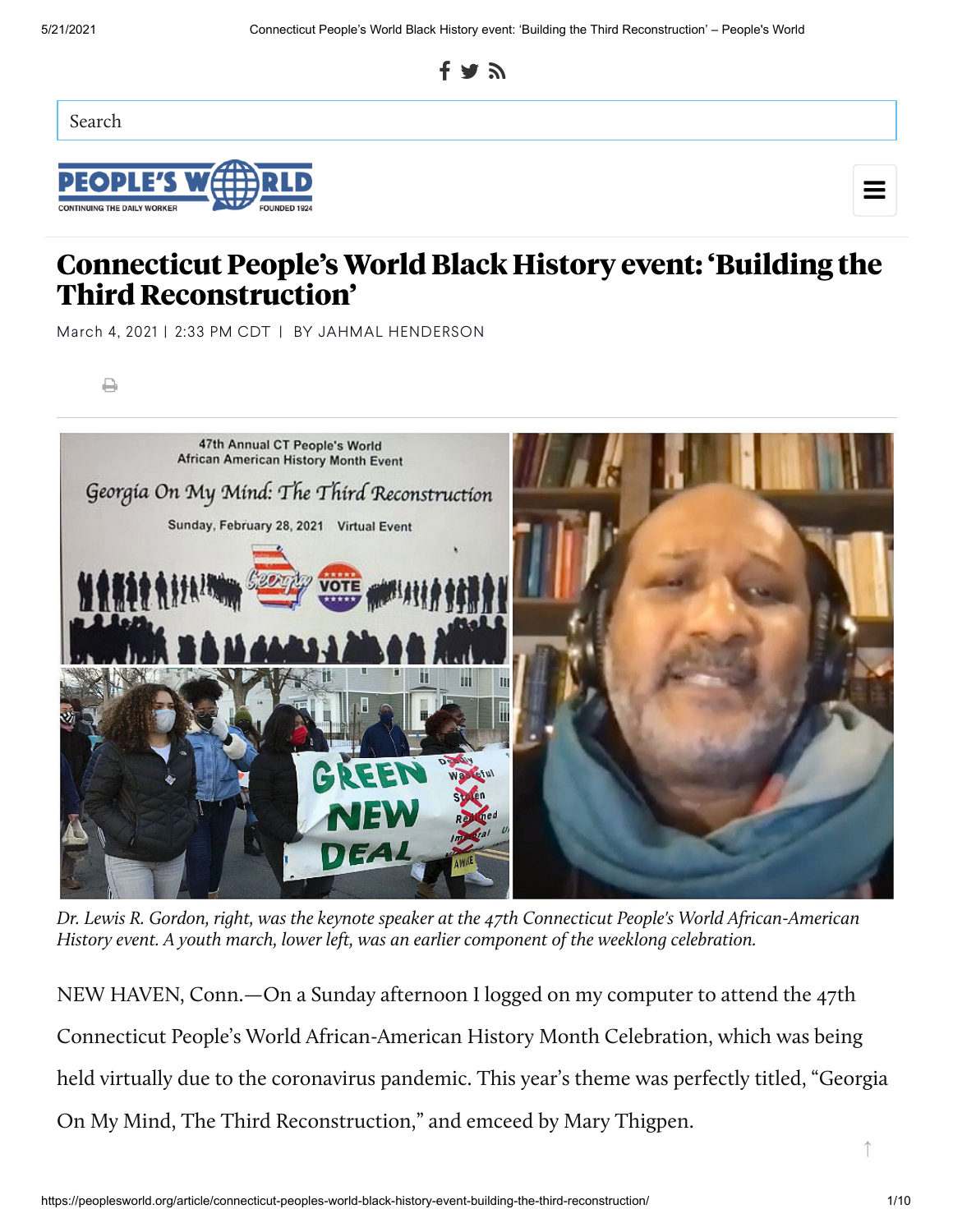# Connecticut People's World Black History event: 'Building the Third Reconstruction'

March 4, 2021 | 2:33 PM CDT | BY JAHMAL HENDERSON

*Dr. Lewis R. Gordon, right, was the keynote speaker at the 47th Connecticut People's World African-American History event. A youth march, lower left, was an earlier component of the weeklong celebration.*

NEW HAVEN, Conn.—On a Sunday afternoon I logged on my computer to attend the 47th Connecticut People's World African-American History Month Celebration, which was being held virtually due to the coronavirus pandemic. This year's theme was perfectly titled, "Georgia On My Mind, The Third Reconstruction," and emceed by Mary Thigpen.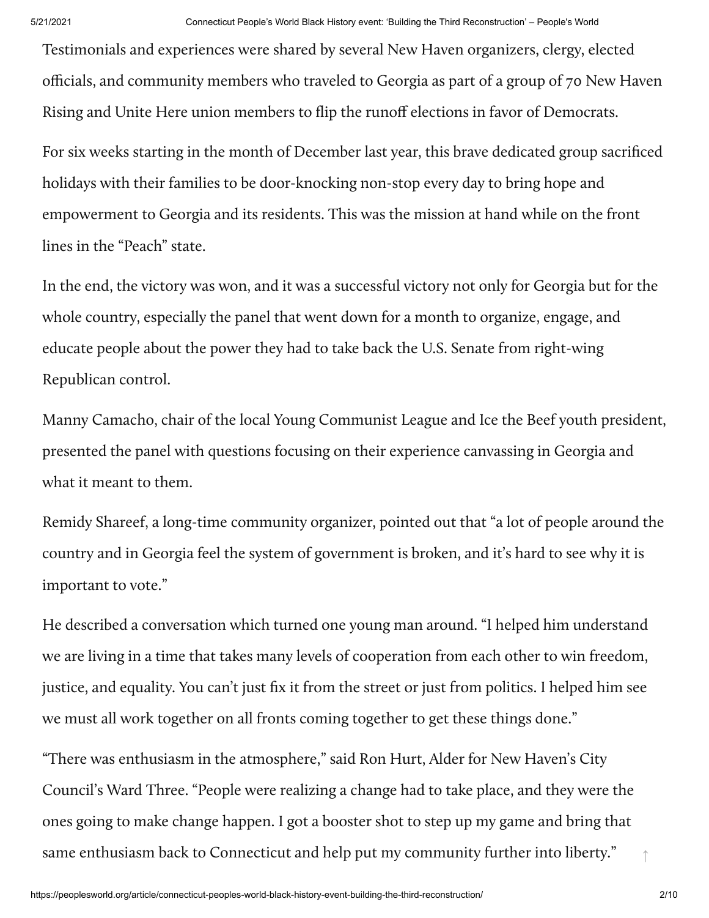Testimonials and experiences were shared by several New Haven organizers, clergy, elected officials, and community members who traveled to Georgia as part of a group of 70 New Haven Rising and Unite Here union members to flip the runoff elections in favor of Democrats.

For six weeks starting in the month of December last year, this brave dedicated group sacrificed holidays with their families to be door-knocking non-stop every day to bring hope and empowerment to Georgia and its residents. This was the mission at hand while on the front lines in the "Peach" state.

In the end, the victory was won, and it was a successful victory not only for Georgia but for the whole country, especially the panel that went down for a month to organize, engage, and educate people about the power they had to take back the U.S. Senate from right-wing Republican control.

Manny Camacho, chair of the local Young Communist League and Ice the Beef youth president, presented the panel with questions focusing on their experience canvassing in Georgia and what it meant to them.

Remidy Shareef, a long-time community organizer, pointed out that "a lot of people around the country and in Georgia feel the system of government is broken, and it's hard to see why it is important to vote."

He described a conversation which turned one young man around. "I helped him understand we are living in a time that takes many levels of cooperation from each other to win freedom, justice, and equality. You can't just fix it from the street or just from politics. I helped him see we must all work together on all fronts coming together to get these things done."

"There was enthusiasm in the atmosphere," said Ron Hurt, Alder for New Haven's City Council's Ward Three. "People were realizing a change had to take place, and they were the ones going to make change happen. I got a booster shot to step up my game and bring that same enthusiasm back to Connecticut and help put my community further into liberty."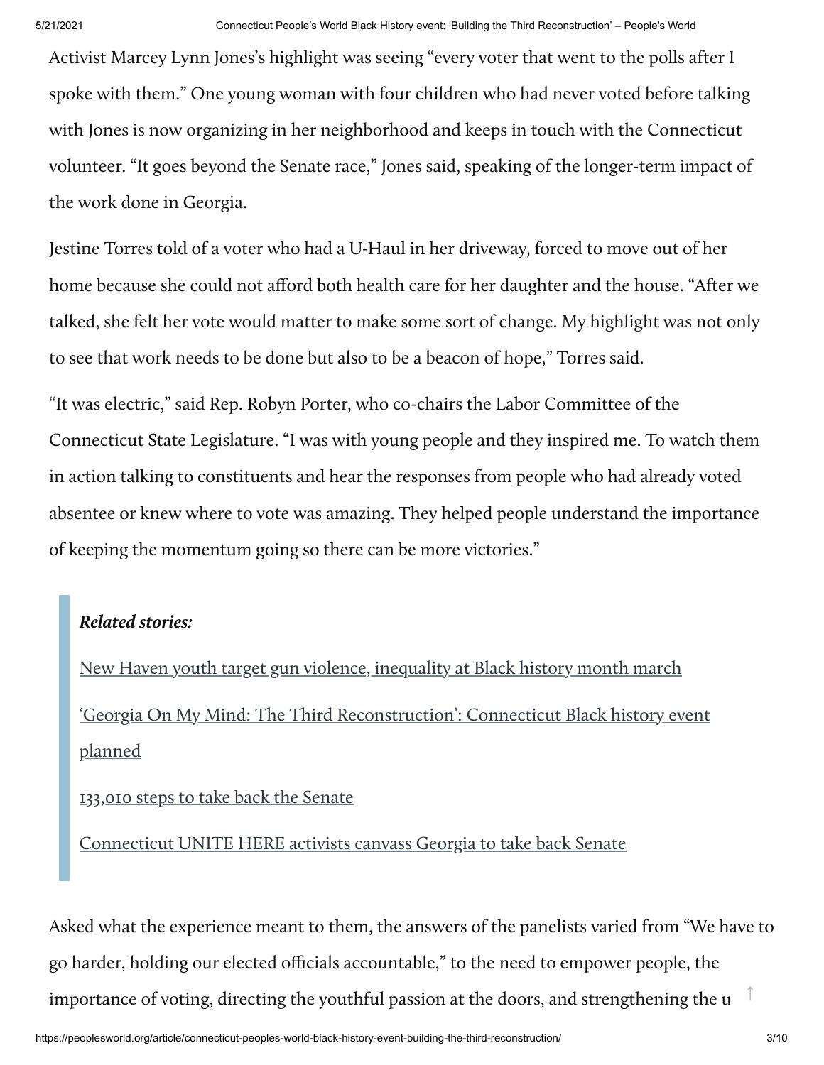Activist Marcey Lynn Jones's highlight was seeing "every voter that went to the polls after I spoke with them." One young woman with four children who had never voted before talking with Jones is now organizing in her neighborhood and keeps in touch with the Connecticut volunteer. "It goes beyond the Senate race," Jones said, speaking of the longer-term impact of the work done in Georgia.

Jestine Torres told of a voter who had a U-Haul in her driveway, forced to move out of her home because she could not afford both health care for her daughter and the house. "After we talked, she felt her vote would matter to make some sort of change. My highlight was not only to see that work needs to be done but also to be a beacon of hope," Torres said.

"It was electric," said Rep. Robyn Porter, who co-chairs the Labor Committee of the Connecticut State Legislature. "I was with young people and they inspired me. To watch them in action talking to constituents and hear the responses from people who had already voted absentee or knew where to vote was amazing. They helped people understand the importance of keeping the momentum going so there can be more victories."

> ***Related stories:***
>
> New Haven youth target gun violence, inequality at Black history month march
>
> 'Georgia On My Mind: The Third Reconstruction': Connecticut Black history event planned
>
> 133,010 steps to take back the Senate
>
> Connecticut UNITE HERE activists canvass Georgia to take back Senate

Asked what the experience meant to them, the answers of the panelists varied from "We have to go harder, holding our elected officials accountable," to the need to empower people, the importance of voting, directing the youthful passion at the doors, and strengthening the u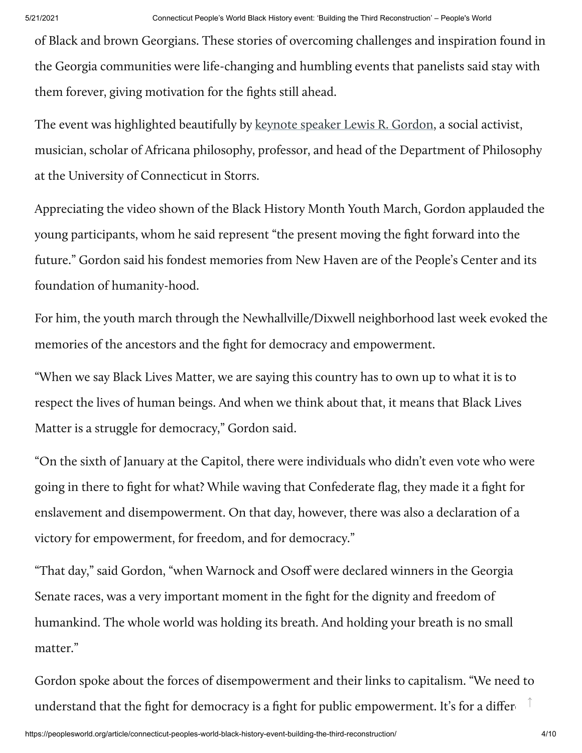of Black and brown Georgians. These stories of overcoming challenges and inspiration found in the Georgia communities were life-changing and humbling events that panelists said stay with them forever, giving motivation for the fights still ahead.

The event was highlighted beautifully by keynote speaker Lewis R. Gordon, a social activist, musician, scholar of Africana philosophy, professor, and head of the Department of Philosophy at the University of Connecticut in Storrs.

Appreciating the video shown of the Black History Month Youth March, Gordon applauded the young participants, whom he said represent "the present moving the fight forward into the future." Gordon said his fondest memories from New Haven are of the People's Center and its foundation of humanity-hood.

For him, the youth march through the Newhallville/Dixwell neighborhood last week evoked the memories of the ancestors and the fight for democracy and empowerment.

"When we say Black Lives Matter, we are saying this country has to own up to what it is to respect the lives of human beings. And when we think about that, it means that Black Lives Matter is a struggle for democracy," Gordon said.

"On the sixth of January at the Capitol, there were individuals who didn't even vote who were going in there to fight for what? While waving that Confederate flag, they made it a fight for enslavement and disempowerment. On that day, however, there was also a declaration of a victory for empowerment, for freedom, and for democracy."

"That day," said Gordon, "when Warnock and Osoff were declared winners in the Georgia Senate races, was a very important moment in the fight for the dignity and freedom of humankind. The whole world was holding its breath. And holding your breath is no small matter."

Gordon spoke about the forces of disempowerment and their links to capitalism. "We need to understand that the fight for democracy is a fight for public empowerment. It's for a differ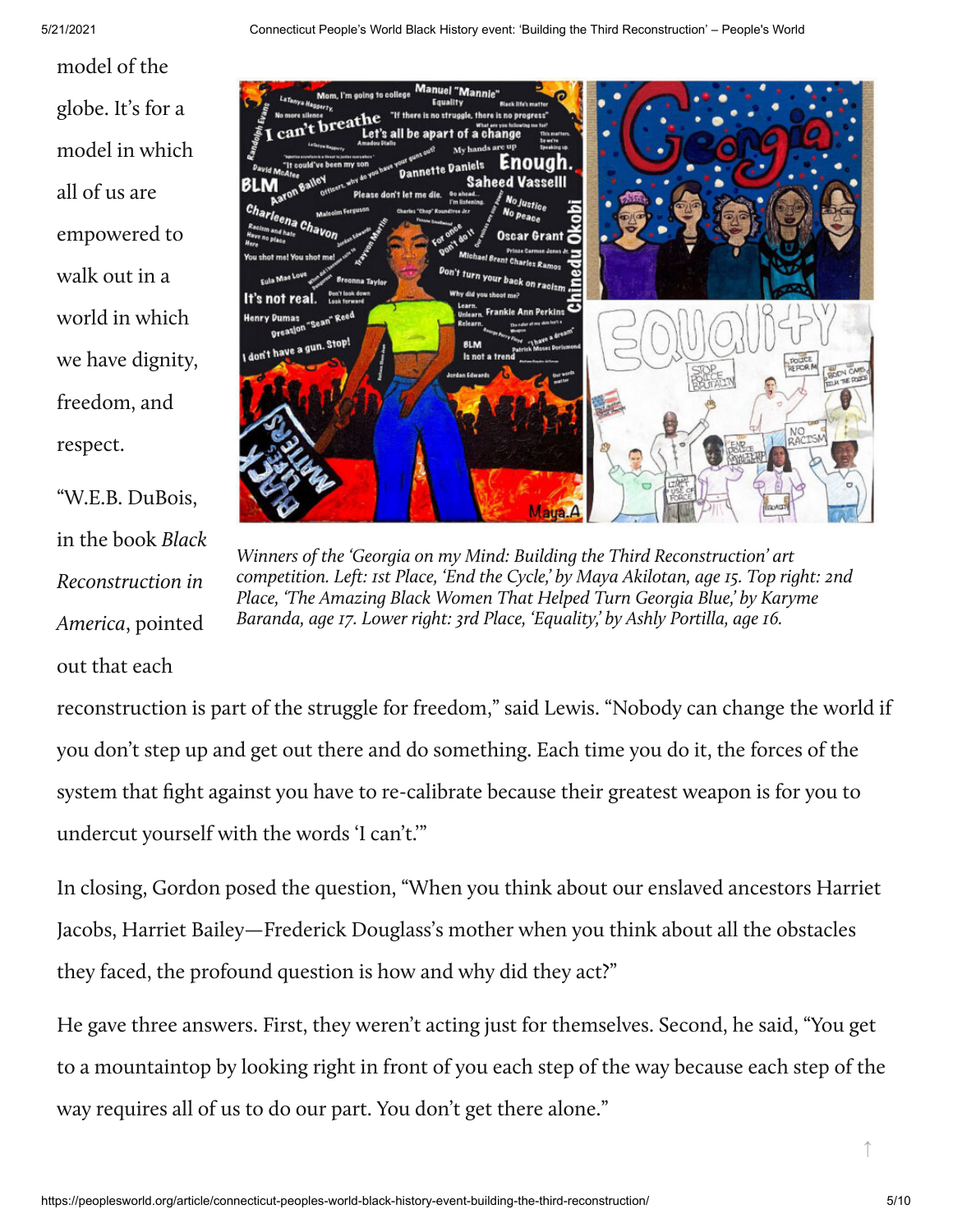model of the globe. It's for a model in which all of us are empowered to walk out in a world in which we have dignity, freedom, and respect.

*Winners of the 'Georgia on my Mind: Building the Third Reconstruction' art competition. Left: 1st Place, 'End the Cycle,' by Maya Akilotan, age 15. Top right: 2nd Place, 'The Amazing Black Women That Helped Turn Georgia Blue,' by Karyme Baranda, age 17. Lower right: 3rd Place, 'Equality,' by Ashly Portilla, age 16.*

"W.E.B. DuBois, in the book *Black Reconstruction in America*, pointed out that each reconstruction is part of the struggle for freedom," said Lewis. "Nobody can change the world if you don't step up and get out there and do something. Each time you do it, the forces of the system that fight against you have to re-calibrate because their greatest weapon is for you to undercut yourself with the words 'I can't.'"

In closing, Gordon posed the question, "When you think about our enslaved ancestors Harriet Jacobs, Harriet Bailey—Frederick Douglass's mother when you think about all the obstacles they faced, the profound question is how and why did they act?"

He gave three answers. First, they weren't acting just for themselves. Second, he said, "You get to a mountaintop by looking right in front of you each step of the way because each step of the way requires all of us to do our part. You don't get there alone."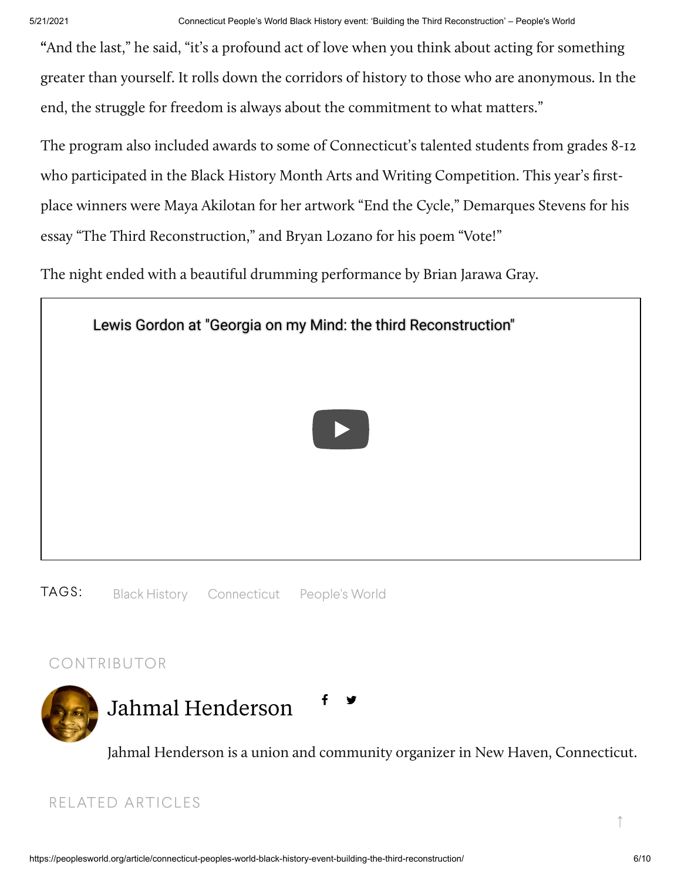"And the last," he said, "it's a profound act of love when you think about acting for something greater than yourself. It rolls down the corridors of history to those who are anonymous. In the end, the struggle for freedom is always about the commitment to what matters."

The program also included awards to some of Connecticut's talented students from grades 8-12 who participated in the Black History Month Arts and Writing Competition. This year's first-place winners were Maya Akilotan for her artwork "End the Cycle," Demarques Stevens for his essay "The Third Reconstruction," and Bryan Lozano for his poem "Vote!"

The night ended with a beautiful drumming performance by Brian Jarawa Gray.

Lewis Gordon at "Georgia on my Mind: the third Reconstruction"

TAGS: Black History Connecticut People's World

CONTRIBUTOR

## Jahmal Henderson

Jahmal Henderson is a union and community organizer in New Haven, Connecticut.

RELATED ARTICLES